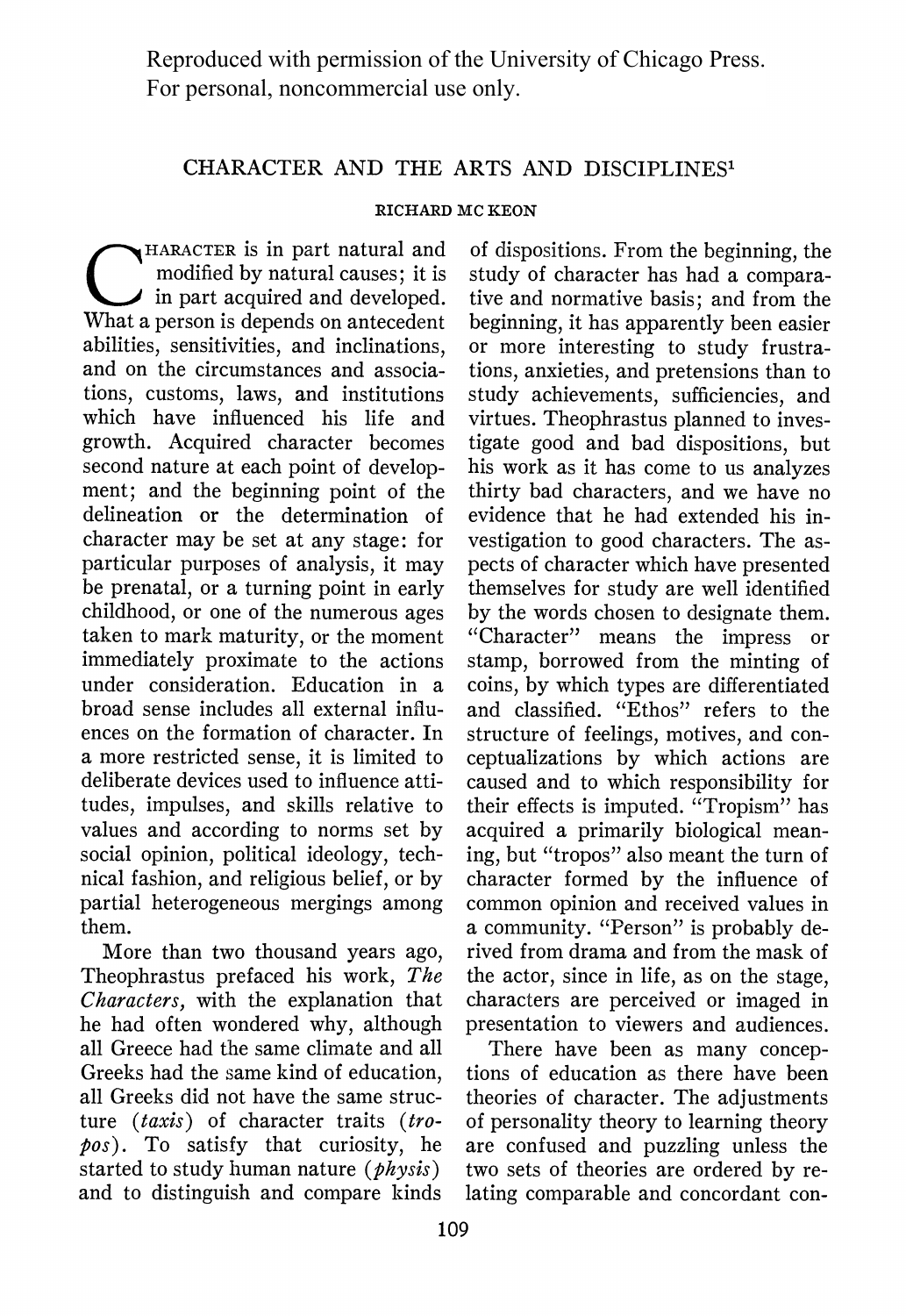Reproduced with permission of the University of Chicago Press.
For personal, noncommercial use only.

# CHARACTER AND THE ARTS AND DISCIPLINES[1]

RICHARD MC KEON

CHARACTER is in part natural and modified by natural causes; it is in part acquired and developed. What a person is depends on antecedent abilities, sensitivities, and inclinations, and on the circumstances and associations, customs, laws, and institutions which have influenced his life and growth. Acquired character becomes second nature at each point of development; and the beginning point of the delineation or the determination of character may be set at any stage: for particular purposes of analysis, it may be prenatal, or a turning point in early childhood, or one of the numerous ages taken to mark maturity, or the moment immediately proximate to the actions under consideration. Education in a broad sense includes all external influences on the formation of character. In a more restricted sense, it is limited to deliberate devices used to influence attitudes, impulses, and skills relative to values and according to norms set by social opinion, political ideology, technical fashion, and religious belief, or by partial heterogeneous mergings among them.

More than two thousand years ago, Theophrastus prefaced his work, *The Characters,* with the explanation that he had often wondered why, although all Greece had the same climate and all Greeks had the same kind of education, all Greeks did not have the same structure (*taxis*) of character traits (*tropos*). To satisfy that curiosity, he started to study human nature (*physis*) and to distinguish and compare kinds of dispositions. From the beginning, the study of character has had a comparative and normative basis; and from the beginning, it has apparently been easier or more interesting to study frustrations, anxieties, and pretensions than to study achievements, sufficiencies, and virtues. Theophrastus planned to investigate good and bad dispositions, but his work as it has come to us analyzes thirty bad characters, and we have no evidence that he had extended his investigation to good characters. The aspects of character which have presented themselves for study are well identified by the words chosen to designate them. "Character" means the impress or stamp, borrowed from the minting of coins, by which types are differentiated and classified. "Ethos" refers to the structure of feelings, motives, and conceptualizations by which actions are caused and to which responsibility for their effects is imputed. "Tropism" has acquired a primarily biological meaning, but "tropos" also meant the turn of character formed by the influence of common opinion and received values in a community. "Person" is probably derived from drama and from the mask of the actor, since in life, as on the stage, characters are perceived or imaged in presentation to viewers and audiences.

There have been as many conceptions of education as there have been theories of character. The adjustments of personality theory to learning theory are confused and puzzling unless the two sets of theories are ordered by relating comparable and concordant con-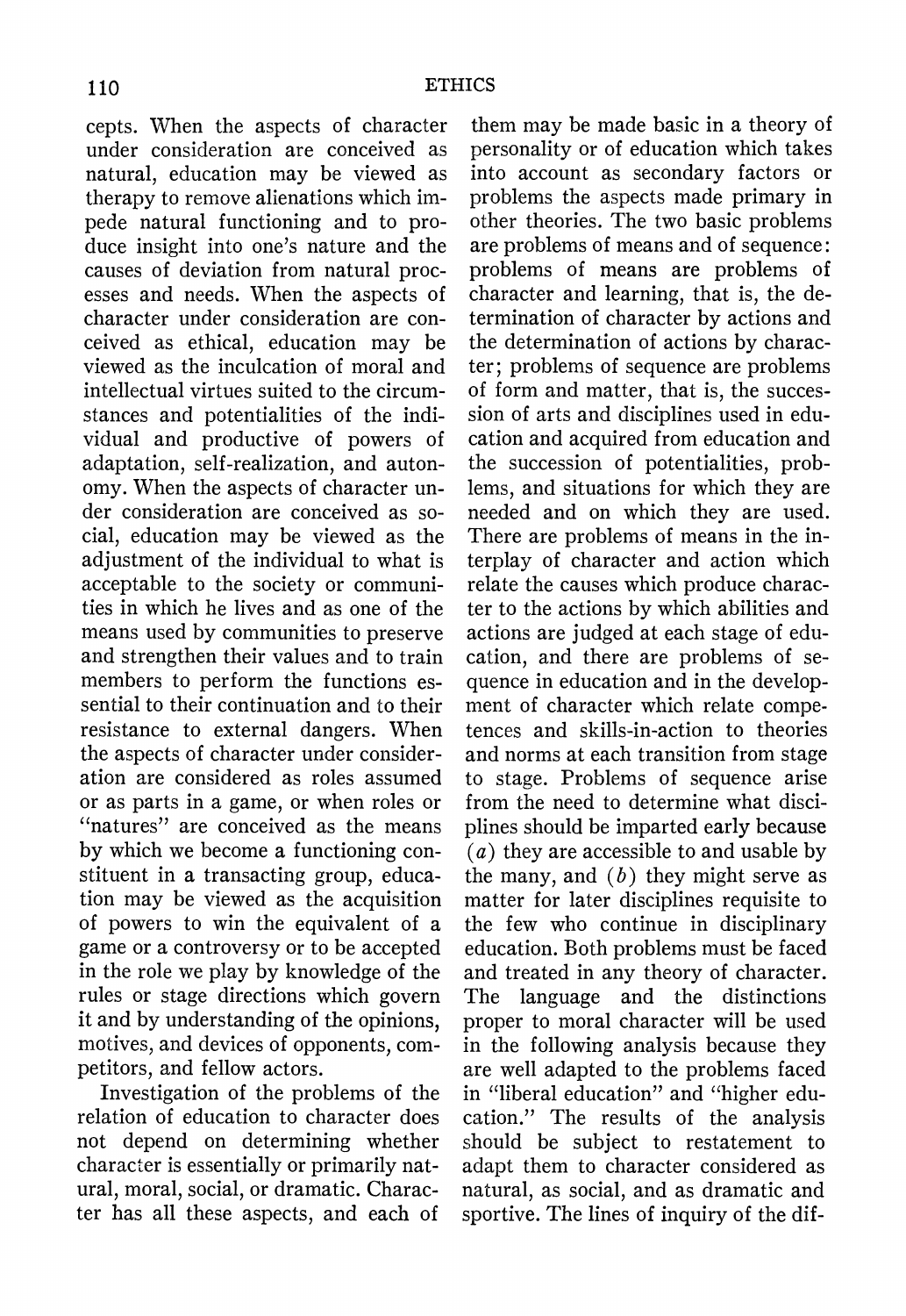cepts. When the aspects of character under consideration are conceived as natural, education may be viewed as therapy to remove alienations which impede natural functioning and to produce insight into one's nature and the causes of deviation from natural processes and needs. When the aspects of character under consideration are conceived as ethical, education may be viewed as the inculcation of moral and intellectual virtues suited to the circumstances and potentialities of the individual and productive of powers of adaptation, self-realization, and autonomy. When the aspects of character under consideration are conceived as social, education may be viewed as the adjustment of the individual to what is acceptable to the society or communities in which he lives and as one of the means used by communities to preserve and strengthen their values and to train members to perform the functions essential to their continuation and to their resistance to external dangers. When the aspects of character under consideration are considered as roles assumed or as parts in a game, or when roles or "natures" are conceived as the means by which we become a functioning constituent in a transacting group, education may be viewed as the acquisition of powers to win the equivalent of a game or a controversy or to be accepted in the role we play by knowledge of the rules or stage directions which govern it and by understanding of the opinions, motives, and devices of opponents, competitors, and fellow actors.

Investigation of the problems of the relation of education to character does not depend on determining whether character is essentially or primarily natural, moral, social, or dramatic. Character has all these aspects, and each of them may be made basic in a theory of personality or of education which takes into account as secondary factors or problems the aspects made primary in other theories. The two basic problems are problems of means and of sequence: problems of means are problems of character and learning, that is, the determination of character by actions and the determination of actions by character; problems of sequence are problems of form and matter, that is, the succession of arts and disciplines used in education and acquired from education and the succession of potentialities, problems, and situations for which they are needed and on which they are used. There are problems of means in the interplay of character and action which relate the causes which produce character to the actions by which abilities and actions are judged at each stage of education, and there are problems of sequence in education and in the development of character which relate competences and skills-in-action to theories and norms at each transition from stage to stage. Problems of sequence arise from the need to determine what disciplines should be imparted early because (*a*) they are accessible to and usable by the many, and (*b*) they might serve as matter for later disciplines requisite to the few who continue in disciplinary education. Both problems must be faced and treated in any theory of character. The language and the distinctions proper to moral character will be used in the following analysis because they are well adapted to the problems faced in "liberal education" and "higher education." The results of the analysis should be subject to restatement to adapt them to character considered as natural, as social, and as dramatic and sportive. The lines of inquiry of the dif-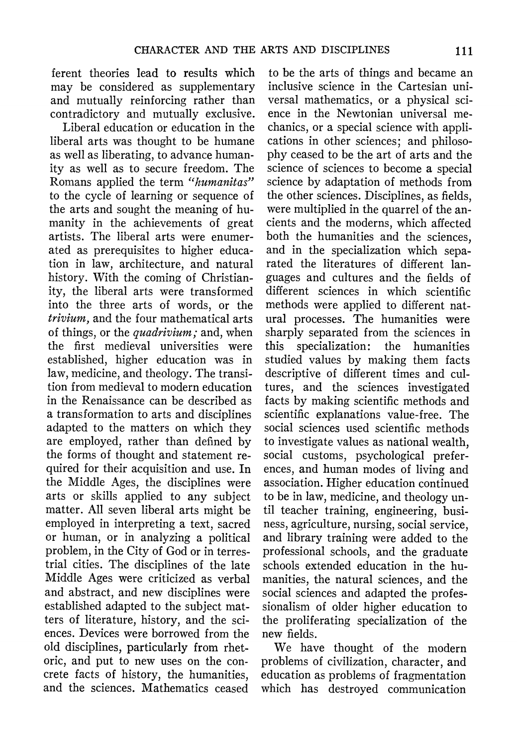ferent theories lead to results which may be considered as supplementary and mutually reinforcing rather than contradictory and mutually exclusive.

Liberal education or education in the liberal arts was thought to be humane as well as liberating, to advance humanity as well as to secure freedom. The Romans applied the term *"humanitas"* to the cycle of learning or sequence of the arts and sought the meaning of humanity in the achievements of great artists. The liberal arts were enumerated as prerequisites to higher education in law, architecture, and natural history. With the coming of Christianity, the liberal arts were transformed into the three arts of words, or the *trivium,* and the four mathematical arts of things, or the *quadrivium;* and, when the first medieval universities were established, higher education was in law, medicine, and theology. The transition from medieval to modern education in the Renaissance can be described as a transformation to arts and disciplines adapted to the matters on which they are employed, rather than defined by the forms of thought and statement required for their acquisition and use. In the Middle Ages, the disciplines were arts or skills applied to any subject matter. All seven liberal arts might be employed in interpreting a text, sacred or human, or in analyzing a political problem, in the City of God or in terrestrial cities. The disciplines of the late Middle Ages were criticized as verbal and abstract, and new disciplines were established adapted to the subject matters of literature, history, and the sciences. Devices were borrowed from the old disciplines, particularly from rhetoric, and put to new uses on the concrete facts of history, the humanities, and the sciences. Mathematics ceased to be the arts of things and became an inclusive science in the Cartesian universal mathematics, or a physical science in the Newtonian universal mechanics, or a special science with applications in other sciences; and philosophy ceased to be the art of arts and the science of sciences to become a special science by adaptation of methods from the other sciences. Disciplines, as fields, were multiplied in the quarrel of the ancients and the moderns, which affected both the humanities and the sciences, and in the specialization which separated the literatures of different languages and cultures and the fields of different sciences in which scientific methods were applied to different natural processes. The humanities were sharply separated from the sciences in this specialization: the humanities studied values by making them facts descriptive of different times and cultures, and the sciences investigated facts by making scientific methods and scientific explanations value-free. The social sciences used scientific methods to investigate values as national wealth, social customs, psychological preferences, and human modes of living and association. Higher education continued to be in law, medicine, and theology until teacher training, engineering, business, agriculture, nursing, social service, and library training were added to the professional schools, and the graduate schools extended education in the humanities, the natural sciences, and the social sciences and adapted the professionalism of older higher education to the proliferating specialization of the new fields.

We have thought of the modern problems of civilization, character, and education as problems of fragmentation which has destroyed communication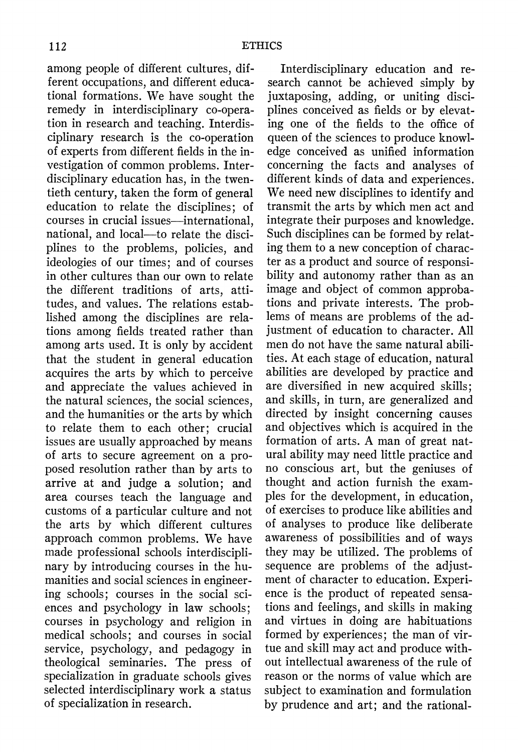among people of different cultures, different occupations, and different educational formations. We have sought the remedy in interdisciplinary co-operation in research and teaching. Interdisciplinary research is the co-operation of experts from different fields in the investigation of common problems. Interdisciplinary education has, in the twentieth century, taken the form of general education to relate the disciplines; of courses in crucial issues—international, national, and local—to relate the disciplines to the problems, policies, and ideologies of our times; and of courses in other cultures than our own to relate the different traditions of arts, attitudes, and values. The relations established among the disciplines are relations among fields treated rather than among arts used. It is only by accident that the student in general education acquires the arts by which to perceive and appreciate the values achieved in the natural sciences, the social sciences, and the humanities or the arts by which to relate them to each other; crucial issues are usually approached by means of arts to secure agreement on a proposed resolution rather than by arts to arrive at and judge a solution; and area courses teach the language and customs of a particular culture and not the arts by which different cultures approach common problems. We have made professional schools interdisciplinary by introducing courses in the humanities and social sciences in engineering schools; courses in the social sciences and psychology in law schools; courses in psychology and religion in medical schools; and courses in social service, psychology, and pedagogy in theological seminaries. The press of specialization in graduate schools gives selected interdisciplinary work a status of specialization in research.

Interdisciplinary education and research cannot be achieved simply by juxtaposing, adding, or uniting disciplines conceived as fields or by elevating one of the fields to the office of queen of the sciences to produce knowledge conceived as unified information concerning the facts and analyses of different kinds of data and experiences. We need new disciplines to identify and transmit the arts by which men act and integrate their purposes and knowledge. Such disciplines can be formed by relating them to a new conception of character as a product and source of responsibility and autonomy rather than as an image and object of common approbations and private interests. The problems of means are problems of the adjustment of education to character. All men do not have the same natural abilities. At each stage of education, natural abilities are developed by practice and are diversified in new acquired skills; and skills, in turn, are generalized and directed by insight concerning causes and objectives which is acquired in the formation of arts. A man of great natural ability may need little practice and no conscious art, but the geniuses of thought and action furnish the examples for the development, in education, of exercises to produce like abilities and of analyses to produce like deliberate awareness of possibilities and of ways they may be utilized. The problems of sequence are problems of the adjustment of character to education. Experience is the product of repeated sensations and feelings, and skills in making and virtues in doing are habituations formed by experiences; the man of virtue and skill may act and produce without intellectual awareness of the rule of reason or the norms of value which are subject to examination and formulation by prudence and art; and the rational-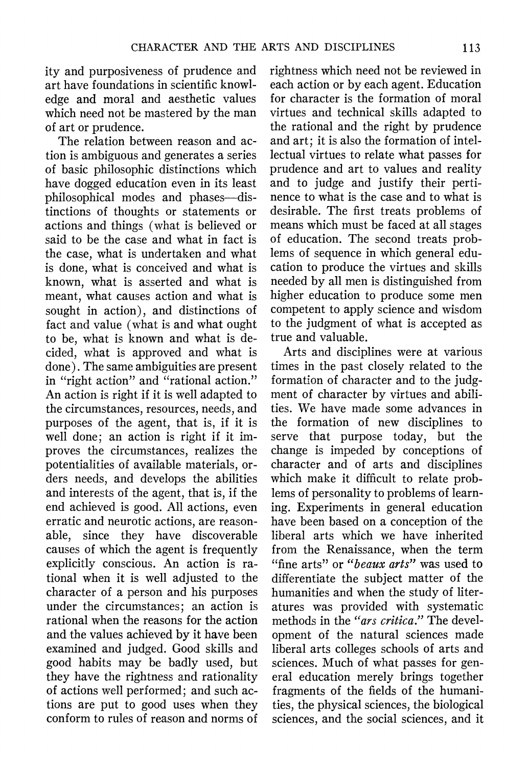ity and purposiveness of prudence and art have foundations in scientific knowledge and moral and aesthetic values which need not be mastered by the man of art or prudence.

The relation between reason and action is ambiguous and generates a series of basic philosophic distinctions which have dogged education even in its least philosophical modes and phases—distinctions of thoughts or statements or actions and things (what is believed or said to be the case and what in fact is the case, what is undertaken and what is done, what is conceived and what is known, what is asserted and what is meant, what causes action and what is sought in action), and distinctions of fact and value (what is and what ought to be, what is known and what is decided, what is approved and what is done). The same ambiguities are present in "right action" and "rational action." An action is right if it is well adapted to the circumstances, resources, needs, and purposes of the agent, that is, if it is well done; an action is right if it improves the circumstances, realizes the potentialities of available materials, orders needs, and develops the abilities and interests of the agent, that is, if the end achieved is good. All actions, even erratic and neurotic actions, are reasonable, since they have discoverable causes of which the agent is frequently explicitly conscious. An action is rational when it is well adjusted to the character of a person and his purposes under the circumstances; an action is rational when the reasons for the action and the values achieved by it have been examined and judged. Good skills and good habits may be badly used, but they have the rightness and rationality of actions well performed; and such actions are put to good uses when they conform to rules of reason and norms of rightness which need not be reviewed in each action or by each agent. Education for character is the formation of moral virtues and technical skills adapted to the rational and the right by prudence and art; it is also the formation of intellectual virtues to relate what passes for prudence and art to values and reality and to judge and justify their pertinence to what is the case and to what is desirable. The first treats problems of means which must be faced at all stages of education. The second treats problems of sequence in which general education to produce the virtues and skills needed by all men is distinguished from higher education to produce some men competent to apply science and wisdom to the judgment of what is accepted as true and valuable.

Arts and disciplines were at various times in the past closely related to the formation of character and to the judgment of character by virtues and abilities. We have made some advances in the formation of new disciplines to serve that purpose today, but the change is impeded by conceptions of character and of arts and disciplines which make it difficult to relate problems of personality to problems of learning. Experiments in general education have been based on a conception of the liberal arts which we have inherited from the Renaissance, when the term "fine arts" or "*beaux arts*" was used to differentiate the subject matter of the humanities and when the study of literatures was provided with systematic methods in the "*ars critica*." The development of the natural sciences made liberal arts colleges schools of arts and sciences. Much of what passes for general education merely brings together fragments of the fields of the humanities, the physical sciences, the biological sciences, and the social sciences, and it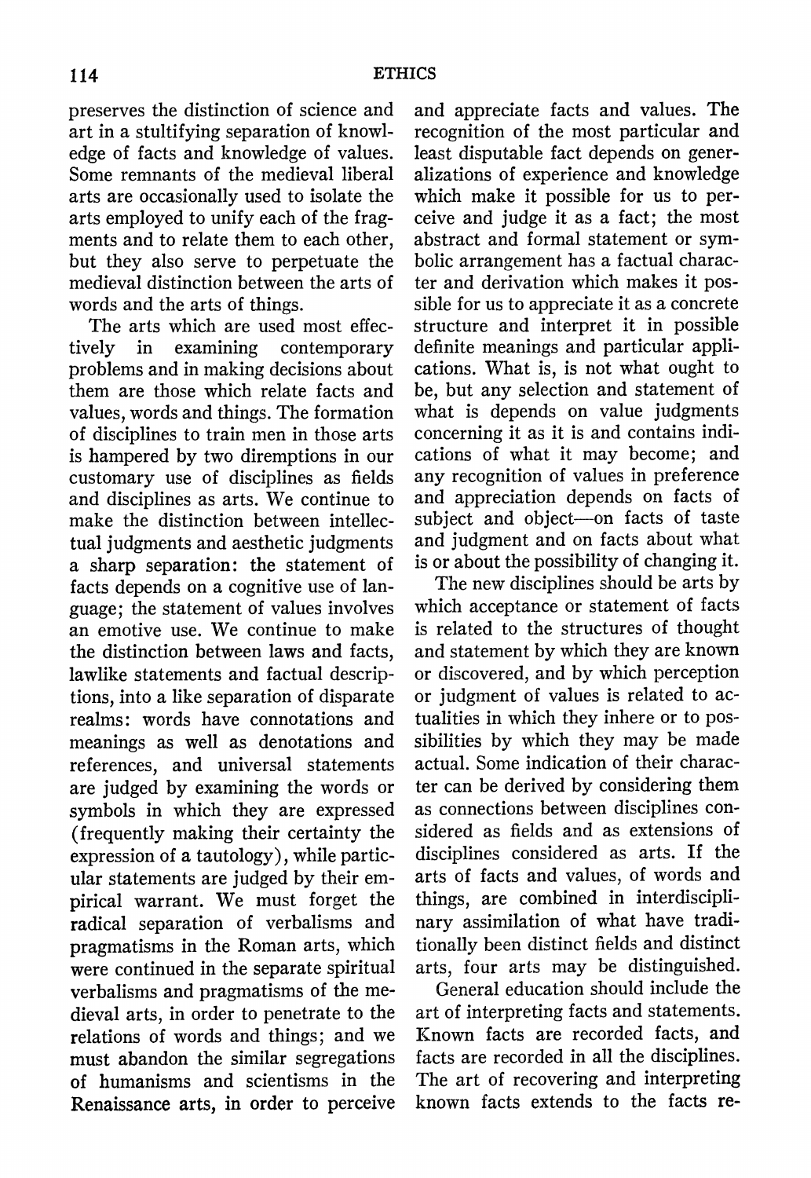preserves the distinction of science and art in a stultifying separation of knowledge of facts and knowledge of values. Some remnants of the medieval liberal arts are occasionally used to isolate the arts employed to unify each of the fragments and to relate them to each other, but they also serve to perpetuate the medieval distinction between the arts of words and the arts of things.

The arts which are used most effectively in examining contemporary problems and in making decisions about them are those which relate facts and values, words and things. The formation of disciplines to train men in those arts is hampered by two diremptions in our customary use of disciplines as fields and disciplines as arts. We continue to make the distinction between intellectual judgments and aesthetic judgments a sharp separation: the statement of facts depends on a cognitive use of language; the statement of values involves an emotive use. We continue to make the distinction between laws and facts, lawlike statements and factual descriptions, into a like separation of disparate realms: words have connotations and meanings as well as denotations and references, and universal statements are judged by examining the words or symbols in which they are expressed (frequently making their certainty the expression of a tautology), while particular statements are judged by their empirical warrant. We must forget the radical separation of verbalisms and pragmatisms in the Roman arts, which were continued in the separate spiritual verbalisms and pragmatisms of the medieval arts, in order to penetrate to the relations of words and things; and we must abandon the similar segregations of humanisms and scientisms in the Renaissance arts, in order to perceive and appreciate facts and values. The recognition of the most particular and least disputable fact depends on generalizations of experience and knowledge which make it possible for us to perceive and judge it as a fact; the most abstract and formal statement or symbolic arrangement has a factual character and derivation which makes it possible for us to appreciate it as a concrete structure and interpret it in possible definite meanings and particular applications. What is, is not what ought to be, but any selection and statement of what is depends on value judgments concerning it as it is and contains indications of what it may become; and any recognition of values in preference and appreciation depends on facts of subject and object—on facts of taste and judgment and on facts about what is or about the possibility of changing it.

The new disciplines should be arts by which acceptance or statement of facts is related to the structures of thought and statement by which they are known or discovered, and by which perception or judgment of values is related to actualities in which they inhere or to possibilities by which they may be made actual. Some indication of their character can be derived by considering them as connections between disciplines considered as fields and as extensions of disciplines considered as arts. If the arts of facts and values, of words and things, are combined in interdisciplinary assimilation of what have traditionally been distinct fields and distinct arts, four arts may be distinguished.

General education should include the art of interpreting facts and statements. Known facts are recorded facts, and facts are recorded in all the disciplines. The art of recovering and interpreting known facts extends to the facts re-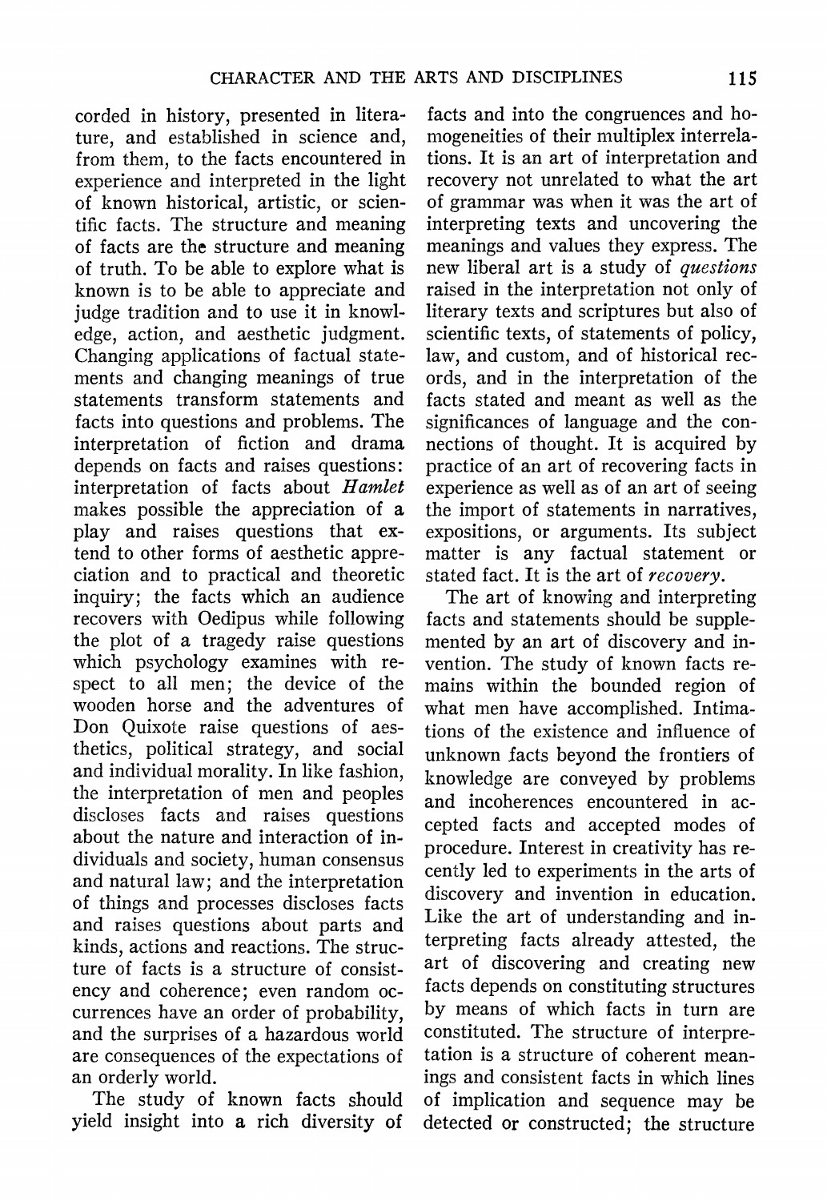corded in history, presented in literature, and established in science and, from them, to the facts encountered in experience and interpreted in the light of known historical, artistic, or scientific facts. The structure and meaning of facts are the structure and meaning of truth. To be able to explore what is known is to be able to appreciate and judge tradition and to use it in knowledge, action, and aesthetic judgment. Changing applications of factual statements and changing meanings of true statements transform statements and facts into questions and problems. The interpretation of fiction and drama depends on facts and raises questions: interpretation of facts about *Hamlet* makes possible the appreciation of a play and raises questions that extend to other forms of aesthetic appreciation and to practical and theoretic inquiry; the facts which an audience recovers with Oedipus while following the plot of a tragedy raise questions which psychology examines with respect to all men; the device of the wooden horse and the adventures of Don Quixote raise questions of aesthetics, political strategy, and social and individual morality. In like fashion, the interpretation of men and peoples discloses facts and raises questions about the nature and interaction of individuals and society, human consensus and natural law; and the interpretation of things and processes discloses facts and raises questions about parts and kinds, actions and reactions. The structure of facts is a structure of consistency and coherence; even random occurrences have an order of probability, and the surprises of a hazardous world are consequences of the expectations of an orderly world.

The study of known facts should yield insight into a rich diversity of facts and into the congruences and homogeneities of their multiplex interrelations. It is an art of interpretation and recovery not unrelated to what the art of grammar was when it was the art of interpreting texts and uncovering the meanings and values they express. The new liberal art is a study of *questions* raised in the interpretation not only of literary texts and scriptures but also of scientific texts, of statements of policy, law, and custom, and of historical records, and in the interpretation of the facts stated and meant as well as the significances of language and the connections of thought. It is acquired by practice of an art of recovering facts in experience as well as of an art of seeing the import of statements in narratives, expositions, or arguments. Its subject matter is any factual statement or stated fact. It is the art of *recovery*.

The art of knowing and interpreting facts and statements should be supplemented by an art of discovery and invention. The study of known facts remains within the bounded region of what men have accomplished. Intimations of the existence and influence of unknown facts beyond the frontiers of knowledge are conveyed by problems and incoherences encountered in accepted facts and accepted modes of procedure. Interest in creativity has recently led to experiments in the arts of discovery and invention in education. Like the art of understanding and interpreting facts already attested, the art of discovering and creating new facts depends on constituting structures by means of which facts in turn are constituted. The structure of interpretation is a structure of coherent meanings and consistent facts in which lines of implication and sequence may be detected or constructed; the structure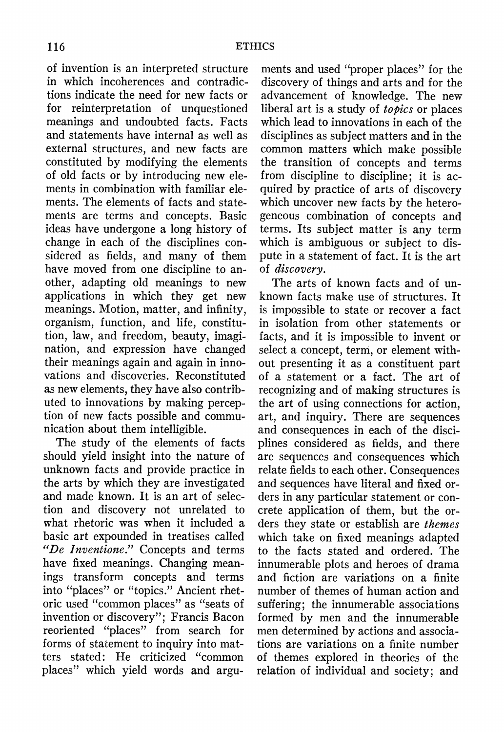of invention is an interpreted structure in which incoherences and contradictions indicate the need for new facts or for reinterpretation of unquestioned meanings and undoubted facts. Facts and statements have internal as well as external structures, and new facts are constituted by modifying the elements of old facts or by introducing new elements in combination with familiar elements. The elements of facts and statements are terms and concepts. Basic ideas have undergone a long history of change in each of the disciplines considered as fields, and many of them have moved from one discipline to another, adapting old meanings to new applications in which they get new meanings. Motion, matter, and infinity, organism, function, and life, constitution, law, and freedom, beauty, imagination, and expression have changed their meanings again and again in innovations and discoveries. Reconstituted as new elements, they have also contributed to innovations by making perception of new facts possible and communication about them intelligible.

The study of the elements of facts should yield insight into the nature of unknown facts and provide practice in the arts by which they are investigated and made known. It is an art of selection and discovery not unrelated to what rhetoric was when it included a basic art expounded in treatises called *"De Inventione."* Concepts and terms have fixed meanings. Changing meanings transform concepts and terms into "places" or "topics." Ancient rhetoric used "common places" as "seats of invention or discovery"; Francis Bacon reoriented "places" from search for forms of statement to inquiry into matters stated: He criticized "common places" which yield words and arguments and used "proper places" for the discovery of things and arts and for the advancement of knowledge. The new liberal art is a study of *topics* or places which lead to innovations in each of the disciplines as subject matters and in the common matters which make possible the transition of concepts and terms from discipline to discipline; it is acquired by practice of arts of discovery which uncover new facts by the heterogeneous combination of concepts and terms. Its subject matter is any term which is ambiguous or subject to dispute in a statement of fact. It is the art of *discovery*.

The arts of known facts and of unknown facts make use of structures. It is impossible to state or recover a fact in isolation from other statements or facts, and it is impossible to invent or select a concept, term, or element without presenting it as a constituent part of a statement or a fact. The art of recognizing and of making structures is the art of using connections for action, art, and inquiry. There are sequences and consequences in each of the disciplines considered as fields, and there are sequences and consequences which relate fields to each other. Consequences and sequences have literal and fixed orders in any particular statement or concrete application of them, but the orders they state or establish are *themes* which take on fixed meanings adapted to the facts stated and ordered. The innumerable plots and heroes of drama and fiction are variations on a finite number of themes of human action and suffering; the innumerable associations formed by men and the innumerable men determined by actions and associations are variations on a finite number of themes explored in theories of the relation of individual and society; and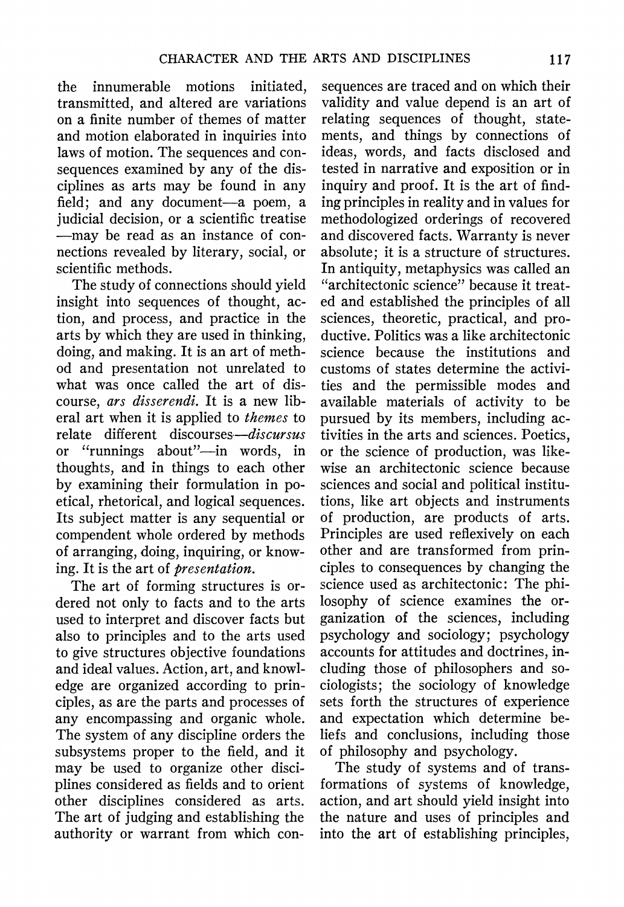the innumerable motions initiated, transmitted, and altered are variations on a finite number of themes of matter and motion elaborated in inquiries into laws of motion. The sequences and consequences examined by any of the disciplines as arts may be found in any field; and any document—a poem, a judicial decision, or a scientific treatise—may be read as an instance of connections revealed by literary, social, or scientific methods.

The study of connections should yield insight into sequences of thought, action, and process, and practice in the arts by which they are used in thinking, doing, and making. It is an art of method and presentation not unrelated to what was once called the art of discourse, *ars disserendi*. It is a new liberal art when it is applied to *themes* to relate different discourses—*discursus* or "runnings about"—in words, in thoughts, and in things to each other by examining their formulation in poetical, rhetorical, and logical sequences. Its subject matter is any sequential or compendent whole ordered by methods of arranging, doing, inquiring, or knowing. It is the art of *presentation*.

The art of forming structures is ordered not only to facts and to the arts used to interpret and discover facts but also to principles and to the arts used to give structures objective foundations and ideal values. Action, art, and knowledge are organized according to principles, as are the parts and processes of any encompassing and organic whole. The system of any discipline orders the subsystems proper to the field, and it may be used to organize other disciplines considered as fields and to orient other disciplines considered as arts. The art of judging and establishing the authority or warrant from which consequences are traced and on which their validity and value depend is an art of relating sequences of thought, statements, and things by connections of ideas, words, and facts disclosed and tested in narrative and exposition or in inquiry and proof. It is the art of finding principles in reality and in values for methodologized orderings of recovered and discovered facts. Warranty is never absolute; it is a structure of structures. In antiquity, metaphysics was called an "architectonic science" because it treated and established the principles of all sciences, theoretic, practical, and productive. Politics was a like architectonic science because the institutions and customs of states determine the activities and the permissible modes and available materials of activity to be pursued by its members, including activities in the arts and sciences. Poetics, or the science of production, was likewise an architectonic science because sciences and social and political institutions, like art objects and instruments of production, are products of arts. Principles are used reflexively on each other and are transformed from principles to consequences by changing the science used as architectonic: The philosophy of science examines the organization of the sciences, including psychology and sociology; psychology accounts for attitudes and doctrines, including those of philosophers and sociologists; the sociology of knowledge sets forth the structures of experience and expectation which determine beliefs and conclusions, including those of philosophy and psychology.

The study of systems and of transformations of systems of knowledge, action, and art should yield insight into the nature and uses of principles and into the art of establishing principles,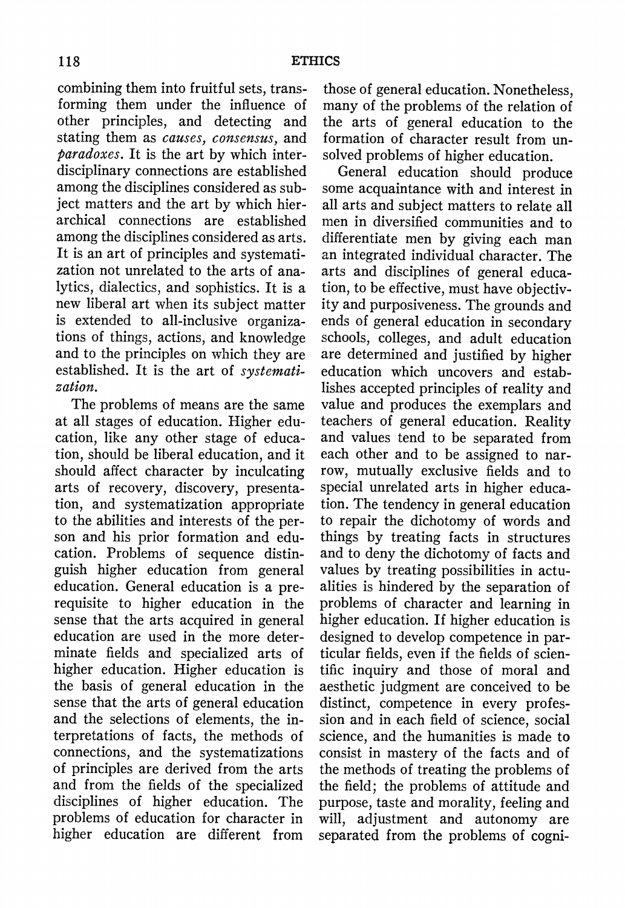combining them into fruitful sets, transforming them under the influence of other principles, and detecting and stating them as *causes*, *consensus*, and *paradoxes*. It is the art by which interdisciplinary connections are established among the disciplines considered as subject matters and the art by which hierarchical connections are established among the disciplines considered as arts. It is an art of principles and systematization not unrelated to the arts of analytics, dialectics, and sophistics. It is a new liberal art when its subject matter is extended to all-inclusive organizations of things, actions, and knowledge and to the principles on which they are established. It is the art of *systematization*.

The problems of means are the same at all stages of education. Higher education, like any other stage of education, should be liberal education, and it should affect character by inculcating arts of recovery, discovery, presentation, and systematization appropriate to the abilities and interests of the person and his prior formation and education. Problems of sequence distinguish higher education from general education. General education is a prerequisite to higher education in the sense that the arts acquired in general education are used in the more determinate fields and specialized arts of higher education. Higher education is the basis of general education in the sense that the arts of general education and the selections of elements, the interpretations of facts, the methods of connections, and the systematizations of principles are derived from the arts and from the fields of the specialized disciplines of higher education. The problems of education for character in higher education are different from those of general education. Nonetheless, many of the problems of the relation of the arts of general education to the formation of character result from unsolved problems of higher education.

General education should produce some acquaintance with and interest in all arts and subject matters to relate all men in diversified communities and to differentiate men by giving each man an integrated individual character. The arts and disciplines of general education, to be effective, must have objectivity and purposiveness. The grounds and ends of general education in secondary schools, colleges, and adult education are determined and justified by higher education which uncovers and establishes accepted principles of reality and value and produces the exemplars and teachers of general education. Reality and values tend to be separated from each other and to be assigned to narrow, mutually exclusive fields and to special unrelated arts in higher education. The tendency in general education to repair the dichotomy of words and things by treating facts in structures and to deny the dichotomy of facts and values by treating possibilities in actualities is hindered by the separation of problems of character and learning in higher education. If higher education is designed to develop competence in particular fields, even if the fields of scientific inquiry and those of moral and aesthetic judgment are conceived to be distinct, competence in every profession and in each field of science, social science, and the humanities is made to consist in mastery of the facts and of the methods of treating the problems of the field; the problems of attitude and purpose, taste and morality, feeling and will, adjustment and autonomy are separated from the problems of cogni-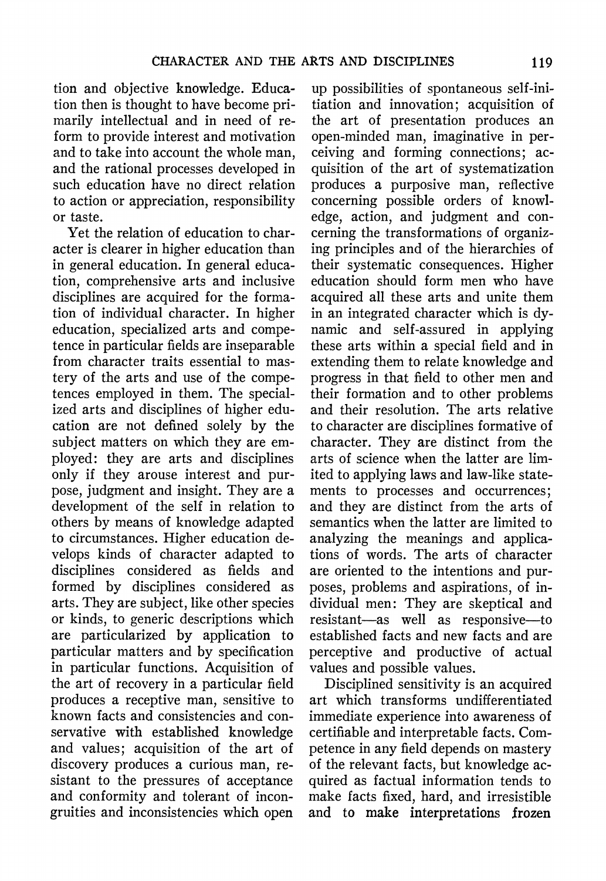tion and objective knowledge. Education then is thought to have become primarily intellectual and in need of reform to provide interest and motivation and to take into account the whole man, and the rational processes developed in such education have no direct relation to action or appreciation, responsibility or taste.

Yet the relation of education to character is clearer in higher education than in general education. In general education, comprehensive arts and inclusive disciplines are acquired for the formation of individual character. In higher education, specialized arts and competence in particular fields are inseparable from character traits essential to mastery of the arts and use of the competences employed in them. The specialized arts and disciplines of higher education are not defined solely by the subject matters on which they are employed: they are arts and disciplines only if they arouse interest and purpose, judgment and insight. They are a development of the self in relation to others by means of knowledge adapted to circumstances. Higher education develops kinds of character adapted to disciplines considered as fields and formed by disciplines considered as arts. They are subject, like other species or kinds, to generic descriptions which are particularized by application to particular matters and by specification in particular functions. Acquisition of the art of recovery in a particular field produces a receptive man, sensitive to known facts and consistencies and conservative with established knowledge and values; acquisition of the art of discovery produces a curious man, resistant to the pressures of acceptance and conformity and tolerant of incongruities and inconsistencies which open up possibilities of spontaneous self-initiation and innovation; acquisition of the art of presentation produces an open-minded man, imaginative in perceiving and forming connections; acquisition of the art of systematization produces a purposive man, reflective concerning possible orders of knowledge, action, and judgment and concerning the transformations of organizing principles and of the hierarchies of their systematic consequences. Higher education should form men who have acquired all these arts and unite them in an integrated character which is dynamic and self-assured in applying these arts within a special field and in extending them to relate knowledge and progress in that field to other men and their formation and to other problems and their resolution. The arts relative to character are disciplines formative of character. They are distinct from the arts of science when the latter are limited to applying laws and law-like statements to processes and occurrences; and they are distinct from the arts of semantics when the latter are limited to analyzing the meanings and applications of words. The arts of character are oriented to the intentions and purposes, problems and aspirations, of individual men: They are skeptical and resistant—as well as responsive—to established facts and new facts and are perceptive and productive of actual values and possible values.

Disciplined sensitivity is an acquired art which transforms undifferentiated immediate experience into awareness of certifiable and interpretable facts. Competence in any field depends on mastery of the relevant facts, but knowledge acquired as factual information tends to make facts fixed, hard, and irresistible and to make interpretations frozen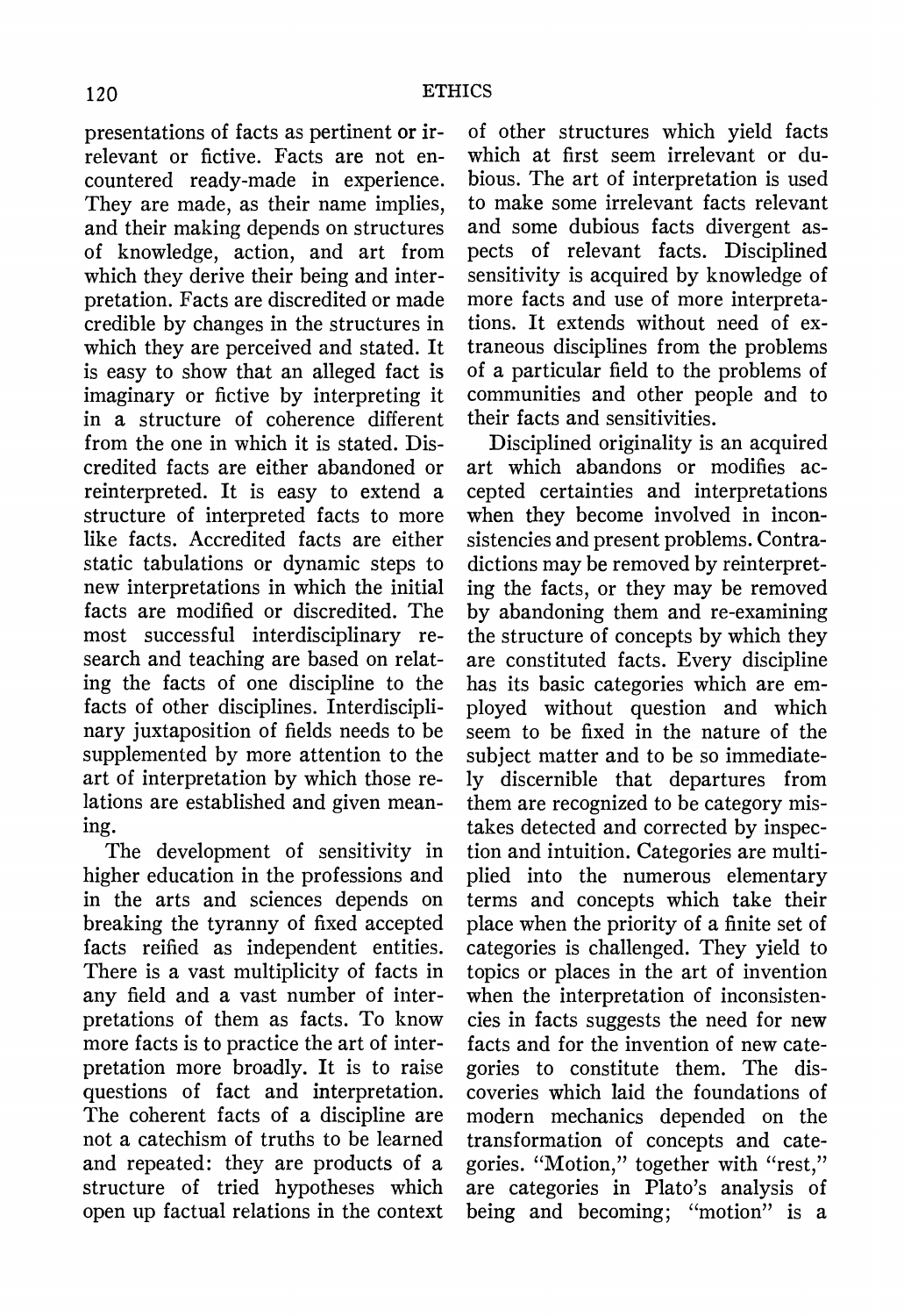presentations of facts as pertinent or irrelevant or fictive. Facts are not encountered ready-made in experience. They are made, as their name implies, and their making depends on structures of knowledge, action, and art from which they derive their being and interpretation. Facts are discredited or made credible by changes in the structures in which they are perceived and stated. It is easy to show that an alleged fact is imaginary or fictive by interpreting it in a structure of coherence different from the one in which it is stated. Discredited facts are either abandoned or reinterpreted. It is easy to extend a structure of interpreted facts to more like facts. Accredited facts are either static tabulations or dynamic steps to new interpretations in which the initial facts are modified or discredited. The most successful interdisciplinary research and teaching are based on relating the facts of one discipline to the facts of other disciplines. Interdisciplinary juxtaposition of fields needs to be supplemented by more attention to the art of interpretation by which those relations are established and given meaning.

The development of sensitivity in higher education in the professions and in the arts and sciences depends on breaking the tyranny of fixed accepted facts reified as independent entities. There is a vast multiplicity of facts in any field and a vast number of interpretations of them as facts. To know more facts is to practice the art of interpretation more broadly. It is to raise questions of fact and interpretation. The coherent facts of a discipline are not a catechism of truths to be learned and repeated: they are products of a structure of tried hypotheses which open up factual relations in the context of other structures which yield facts which at first seem irrelevant or dubious. The art of interpretation is used to make some irrelevant facts relevant and some dubious facts divergent aspects of relevant facts. Disciplined sensitivity is acquired by knowledge of more facts and use of more interpretations. It extends without need of extraneous disciplines from the problems of a particular field to the problems of communities and other people and to their facts and sensitivities.

Disciplined originality is an acquired art which abandons or modifies accepted certainties and interpretations when they become involved in inconsistencies and present problems. Contradictions may be removed by reinterpreting the facts, or they may be removed by abandoning them and re-examining the structure of concepts by which they are constituted facts. Every discipline has its basic categories which are employed without question and which seem to be fixed in the nature of the subject matter and to be so immediately discernible that departures from them are recognized to be category mistakes detected and corrected by inspection and intuition. Categories are multiplied into the numerous elementary terms and concepts which take their place when the priority of a finite set of categories is challenged. They yield to topics or places in the art of invention when the interpretation of inconsistencies in facts suggests the need for new facts and for the invention of new categories to constitute them. The discoveries which laid the foundations of modern mechanics depended on the transformation of concepts and categories. "Motion," together with "rest," are categories in Plato's analysis of being and becoming; "motion" is a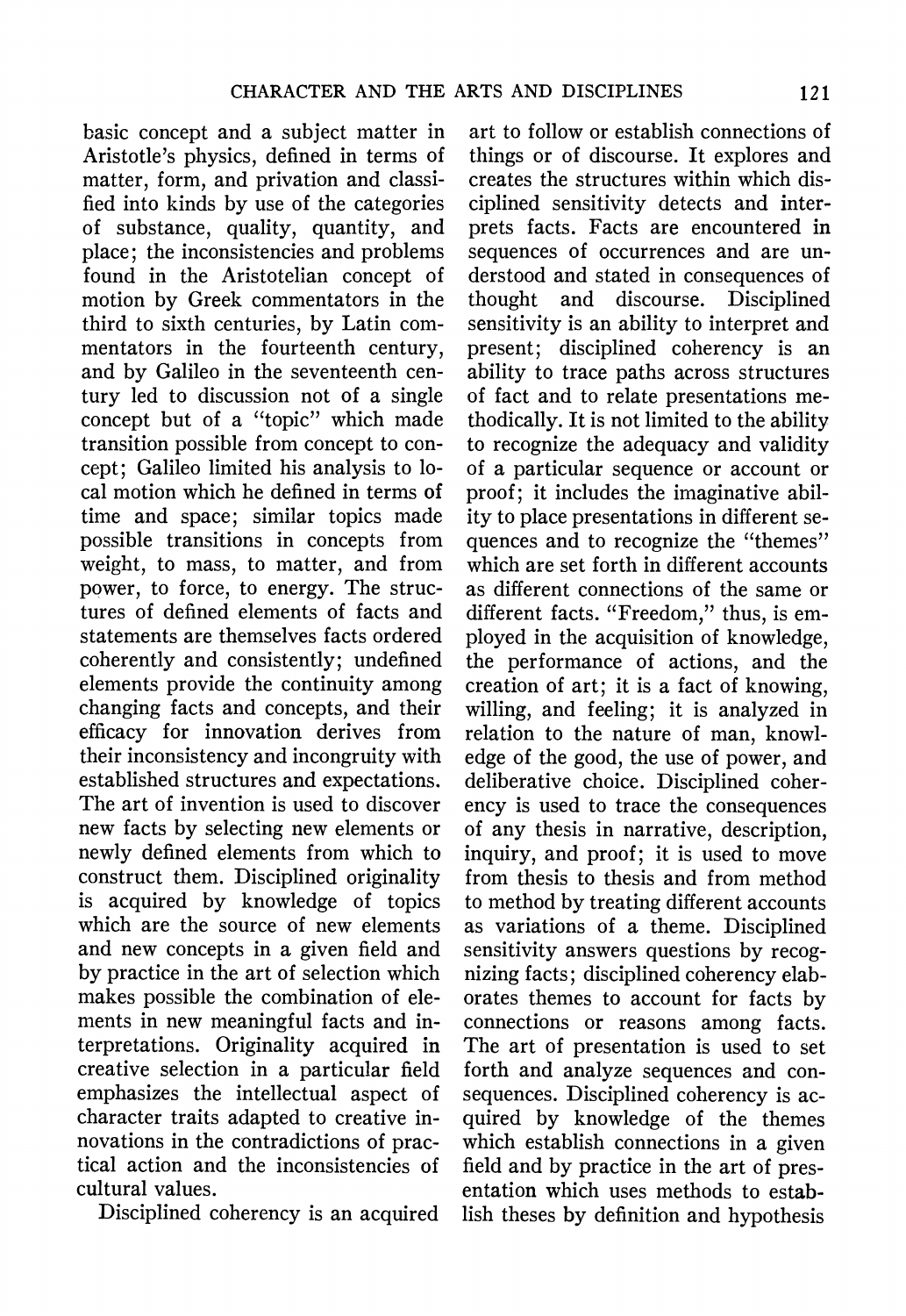basic concept and a subject matter in Aristotle's physics, defined in terms of matter, form, and privation and classified into kinds by use of the categories of substance, quality, quantity, and place; the inconsistencies and problems found in the Aristotelian concept of motion by Greek commentators in the third to sixth centuries, by Latin commentators in the fourteenth century, and by Galileo in the seventeenth century led to discussion not of a single concept but of a "topic" which made transition possible from concept to concept; Galileo limited his analysis to local motion which he defined in terms of time and space; similar topics made possible transitions in concepts from weight, to mass, to matter, and from power, to force, to energy. The structures of defined elements of facts and statements are themselves facts ordered coherently and consistently; undefined elements provide the continuity among changing facts and concepts, and their efficacy for innovation derives from their inconsistency and incongruity with established structures and expectations. The art of invention is used to discover new facts by selecting new elements or newly defined elements from which to construct them. Disciplined originality is acquired by knowledge of topics which are the source of new elements and new concepts in a given field and by practice in the art of selection which makes possible the combination of elements in new meaningful facts and interpretations. Originality acquired in creative selection in a particular field emphasizes the intellectual aspect of character traits adapted to creative innovations in the contradictions of practical action and the inconsistencies of cultural values.

Disciplined coherency is an acquired art to follow or establish connections of things or of discourse. It explores and creates the structures within which disciplined sensitivity detects and interprets facts. Facts are encountered in sequences of occurrences and are understood and stated in consequences of thought and discourse. Disciplined sensitivity is an ability to interpret and present; disciplined coherency is an ability to trace paths across structures of fact and to relate presentations methodically. It is not limited to the ability to recognize the adequacy and validity of a particular sequence or account or proof; it includes the imaginative ability to place presentations in different sequences and to recognize the "themes" which are set forth in different accounts as different connections of the same or different facts. "Freedom," thus, is employed in the acquisition of knowledge, the performance of actions, and the creation of art; it is a fact of knowing, willing, and feeling; it is analyzed in relation to the nature of man, knowledge of the good, the use of power, and deliberative choice. Disciplined coherency is used to trace the consequences of any thesis in narrative, description, inquiry, and proof; it is used to move from thesis to thesis and from method to method by treating different accounts as variations of a theme. Disciplined sensitivity answers questions by recognizing facts; disciplined coherency elaborates themes to account for facts by connections or reasons among facts. The art of presentation is used to set forth and analyze sequences and consequences. Disciplined coherency is acquired by knowledge of the themes which establish connections in a given field and by practice in the art of presentation which uses methods to establish theses by definition and hypothesis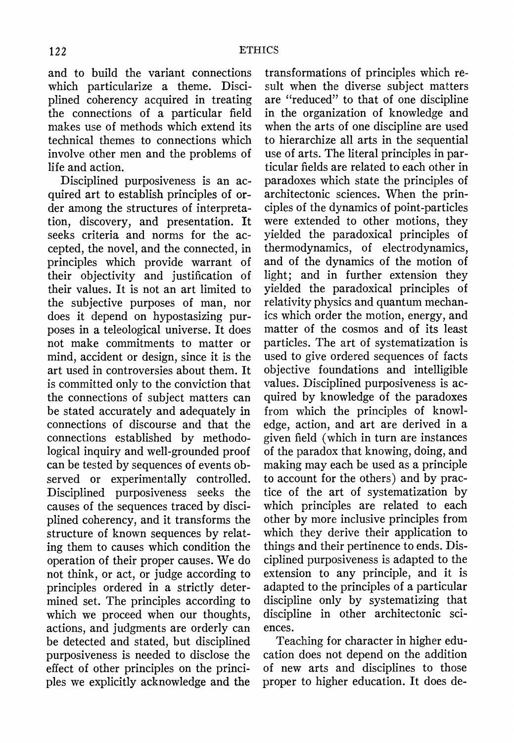and to build the variant connections which particularize a theme. Disciplined coherency acquired in treating the connections of a particular field makes use of methods which extend its technical themes to connections which involve other men and the problems of life and action.

Disciplined purposiveness is an acquired art to establish principles of order among the structures of interpretation, discovery, and presentation. It seeks criteria and norms for the accepted, the novel, and the connected, in principles which provide warrant of their objectivity and justification of their values. It is not an art limited to the subjective purposes of man, nor does it depend on hypostasizing purposes in a teleological universe. It does not make commitments to matter or mind, accident or design, since it is the art used in controversies about them. It is committed only to the conviction that the connections of subject matters can be stated accurately and adequately in connections of discourse and that the connections established by methodological inquiry and well-grounded proof can be tested by sequences of events observed or experimentally controlled. Disciplined purposiveness seeks the causes of the sequences traced by disciplined coherency, and it transforms the structure of known sequences by relating them to causes which condition the operation of their proper causes. We do not think, or act, or judge according to principles ordered in a strictly determined set. The principles according to which we proceed when our thoughts, actions, and judgments are orderly can be detected and stated, but disciplined purposiveness is needed to disclose the effect of other principles on the principles we explicitly acknowledge and the transformations of principles which result when the diverse subject matters are "reduced" to that of one discipline in the organization of knowledge and when the arts of one discipline are used to hierarchize all arts in the sequential use of arts. The literal principles in particular fields are related to each other in paradoxes which state the principles of architectonic sciences. When the principles of the dynamics of point-particles were extended to other motions, they yielded the paradoxical principles of thermodynamics, of electrodynamics, and of the dynamics of the motion of light; and in further extension they yielded the paradoxical principles of relativity physics and quantum mechanics which order the motion, energy, and matter of the cosmos and of its least particles. The art of systematization is used to give ordered sequences of facts objective foundations and intelligible values. Disciplined purposiveness is acquired by knowledge of the paradoxes from which the principles of knowledge, action, and art are derived in a given field (which in turn are instances of the paradox that knowing, doing, and making may each be used as a principle to account for the others) and by practice of the art of systematization by which principles are related to each other by more inclusive principles from which they derive their application to things and their pertinence to ends. Disciplined purposiveness is adapted to the extension to any principle, and it is adapted to the principles of a particular discipline only by systematizing that discipline in other architectonic sciences.

Teaching for character in higher education does not depend on the addition of new arts and disciplines to those proper to higher education. It does de-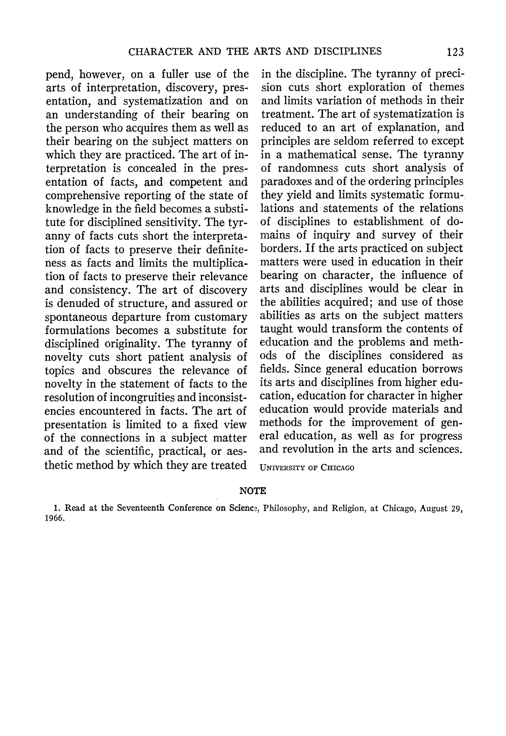pend, however, on a fuller use of the arts of interpretation, discovery, presentation, and systematization and on an understanding of their bearing on the person who acquires them as well as their bearing on the subject matters on which they are practiced. The art of interpretation is concealed in the presentation of facts, and competent and comprehensive reporting of the state of knowledge in the field becomes a substitute for disciplined sensitivity. The tyranny of facts cuts short the interpretation of facts to preserve their definiteness as facts and limits the multiplication of facts to preserve their relevance and consistency. The art of discovery is denuded of structure, and assured or spontaneous departure from customary formulations becomes a substitute for disciplined originality. The tyranny of novelty cuts short patient analysis of topics and obscures the relevance of novelty in the statement of facts to the resolution of incongruities and inconsistencies encountered in facts. The art of presentation is limited to a fixed view of the connections in a subject matter and of the scientific, practical, or aesthetic method by which they are treated in the discipline. The tyranny of precision cuts short exploration of themes and limits variation of methods in their treatment. The art of systematization is reduced to an art of explanation, and principles are seldom referred to except in a mathematical sense. The tyranny of randomness cuts short analysis of paradoxes and of the ordering principles they yield and limits systematic formulations and statements of the relations of disciplines to establishment of domains of inquiry and survey of their borders. If the arts practiced on subject matters were used in education in their bearing on character, the influence of arts and disciplines would be clear in the abilities acquired; and use of those abilities as arts on the subject matters taught would transform the contents of education and the problems and methods of the disciplines considered as fields. Since general education borrows its arts and disciplines from higher education, education for character in higher education would provide materials and methods for the improvement of general education, as well as for progress and revolution in the arts and sciences.

University of Chicago

## NOTE

1. Read at the Seventeenth Conference on Science, Philosophy, and Religion, at Chicago, August 29, 1966.